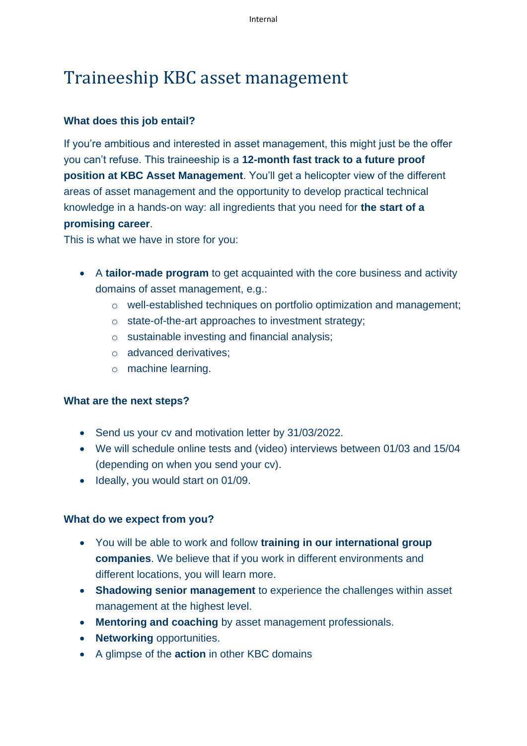# Traineeship KBC asset management

### What does this job entail?

If you're ambitious and interested in asset management, this might just be the offer you can't refuse. This traineeship is a **12-month fast track to a future proof position at KBC Asset Management**. You'll get a helicopter view of the different areas of asset management and the opportunity to develop practical technical knowledge in a hands-on way: all ingredients that you need for **the start of a promising career**.
This is what we have in store for you:

- A **tailor-made program** to get acquainted with the core business and activity domains of asset management, e.g.:
  - well-established techniques on portfolio optimization and management;
  - state-of-the-art approaches to investment strategy;
  - sustainable investing and financial analysis;
  - advanced derivatives;
  - machine learning.

### What are the next steps?

- Send us your cv and motivation letter by 31/03/2022.
- We will schedule online tests and (video) interviews between 01/03 and 15/04 (depending on when you send your cv).
- Ideally, you would start on 01/09.

### What do we expect from you?

- You will be able to work and follow **training in our international group companies**. We believe that if you work in different environments and different locations, you will learn more.
- **Shadowing senior management** to experience the challenges within asset management at the highest level.
- **Mentoring and coaching** by asset management professionals.
- **Networking** opportunities.
- A glimpse of the **action** in other KBC domains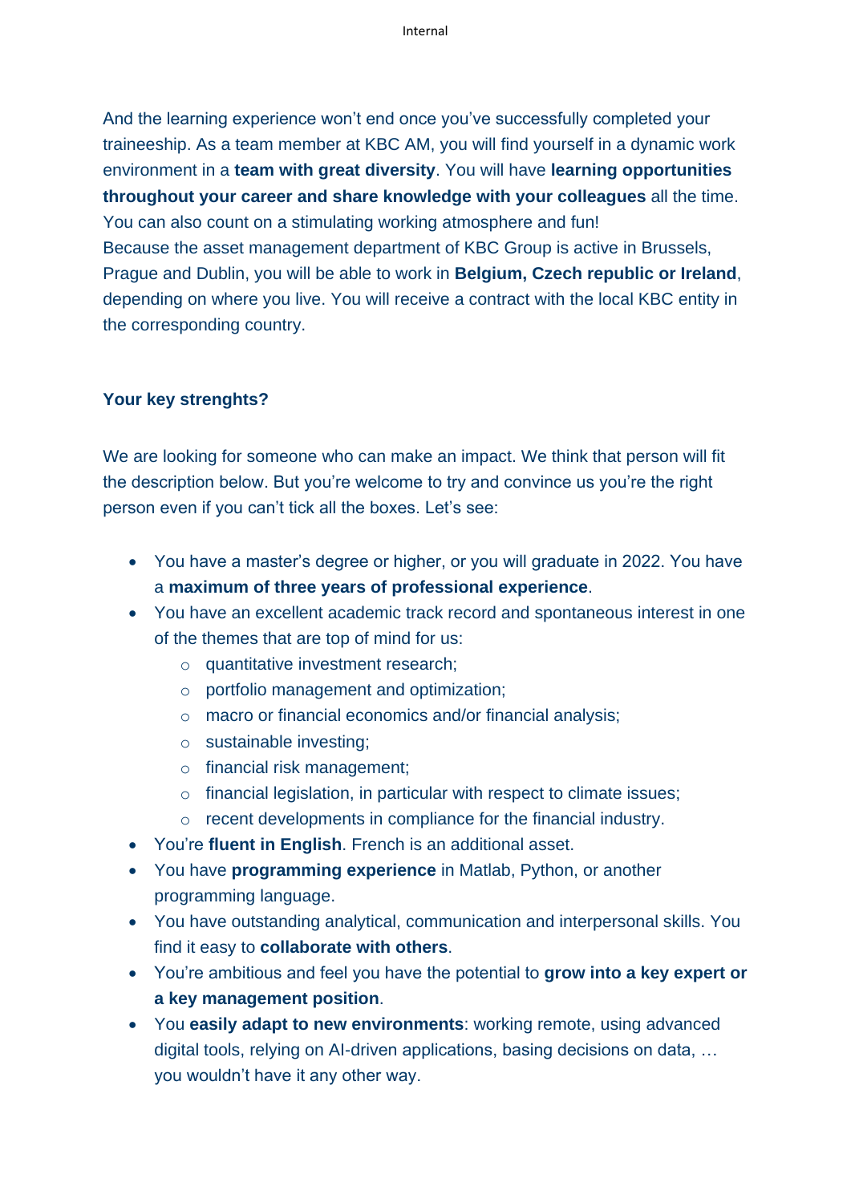And the learning experience won't end once you've successfully completed your traineeship. As a team member at KBC AM, you will find yourself in a dynamic work environment in a **team with great diversity**. You will have **learning opportunities throughout your career and share knowledge with your colleagues** all the time. You can also count on a stimulating working atmosphere and fun!
Because the asset management department of KBC Group is active in Brussels, Prague and Dublin, you will be able to work in **Belgium, Czech republic or Ireland**, depending on where you live. You will receive a contract with the local KBC entity in the corresponding country.

**Your key strenghts?**

We are looking for someone who can make an impact. We think that person will fit the description below. But you're welcome to try and convince us you're the right person even if you can't tick all the boxes. Let's see:

- You have a master's degree or higher, or you will graduate in 2022. You have a **maximum of three years of professional experience**.
- You have an excellent academic track record and spontaneous interest in one of the themes that are top of mind for us:
  - quantitative investment research;
  - portfolio management and optimization;
  - macro or financial economics and/or financial analysis;
  - sustainable investing;
  - financial risk management;
  - financial legislation, in particular with respect to climate issues;
  - recent developments in compliance for the financial industry.
- You're **fluent in English**. French is an additional asset.
- You have **programming experience** in Matlab, Python, or another programming language.
- You have outstanding analytical, communication and interpersonal skills. You find it easy to **collaborate with others**.
- You're ambitious and feel you have the potential to **grow into a key expert or a key management position**.
- You **easily adapt to new environments**: working remote, using advanced digital tools, relying on AI-driven applications, basing decisions on data, … you wouldn't have it any other way.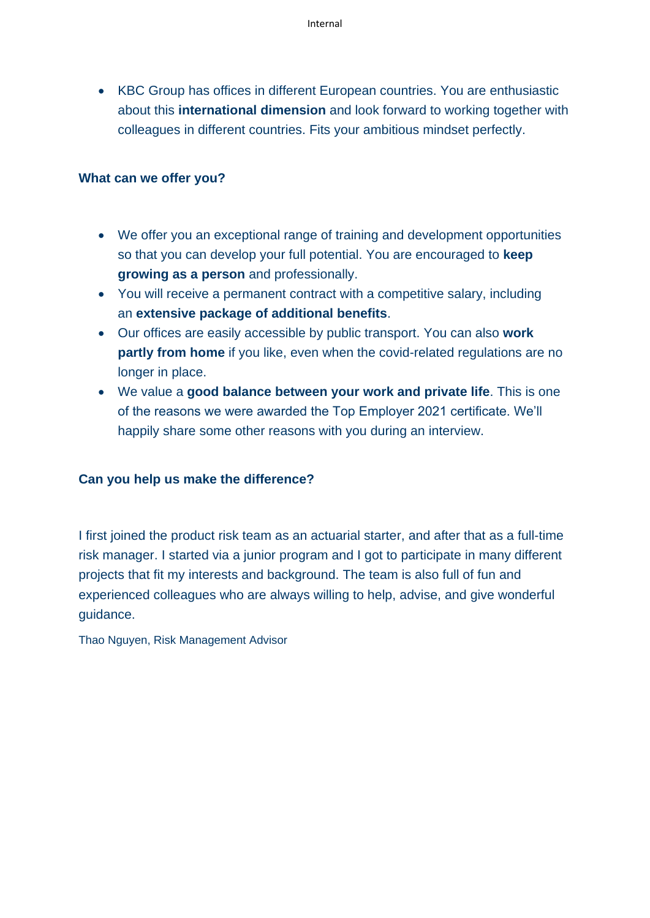- KBC Group has offices in different European countries. You are enthusiastic about this **international dimension** and look forward to working together with colleagues in different countries. Fits your ambitious mindset perfectly.

### What can we offer you?

- We offer you an exceptional range of training and development opportunities so that you can develop your full potential. You are encouraged to **keep growing as a person** and professionally.
- You will receive a permanent contract with a competitive salary, including an **extensive package of additional benefits**.
- Our offices are easily accessible by public transport. You can also **work partly from home** if you like, even when the covid-related regulations are no longer in place.
- We value a **good balance between your work and private life**. This is one of the reasons we were awarded the Top Employer 2021 certificate. We'll happily share some other reasons with you during an interview.

### Can you help us make the difference?

I first joined the product risk team as an actuarial starter, and after that as a full-time risk manager. I started via a junior program and I got to participate in many different projects that fit my interests and background. The team is also full of fun and experienced colleagues who are always willing to help, advise, and give wonderful guidance.

Thao Nguyen, Risk Management Advisor